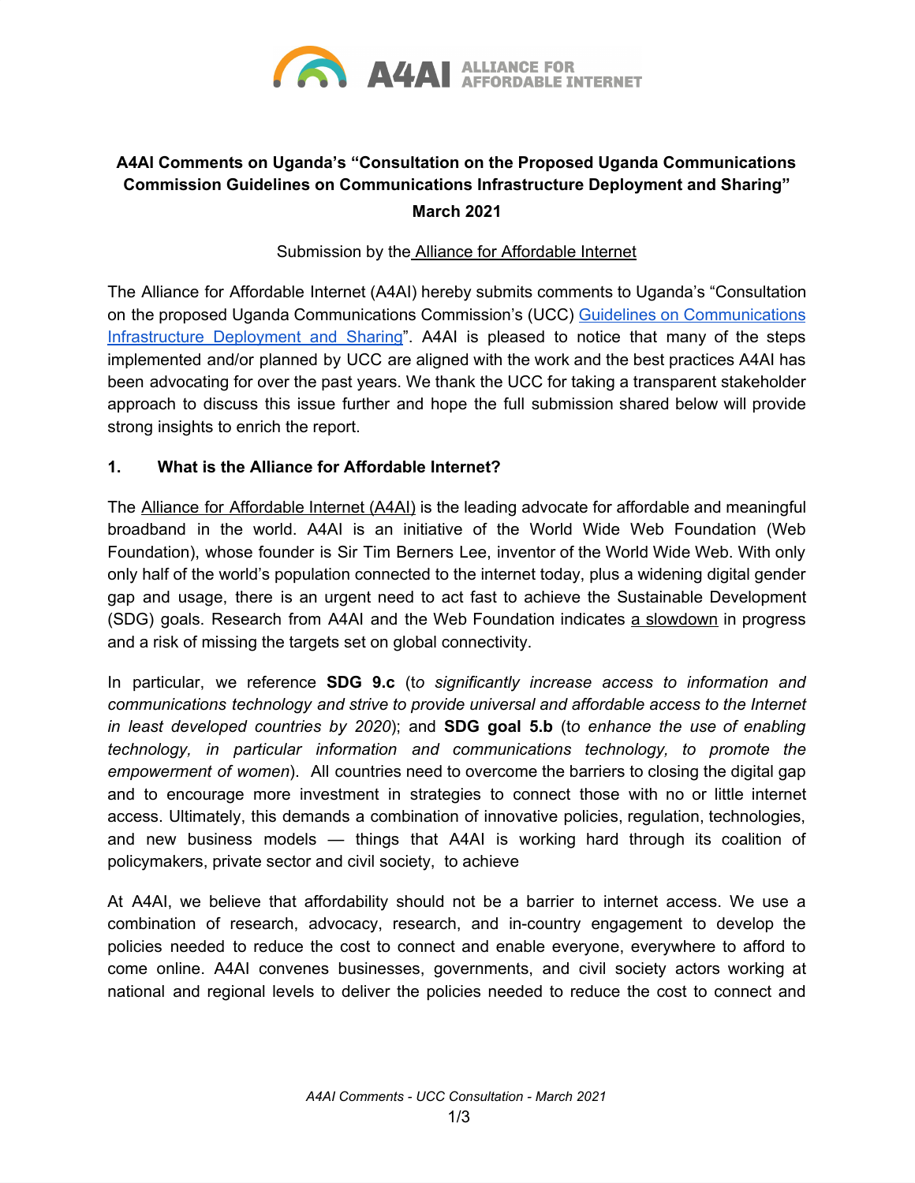**A4AI Comments on Uganda's "Consultation on the Proposed Uganda Communications Commission Guidelines on Communications Infrastructure Deployment and Sharing"**

**March 2021**

Submission by the Alliance for Affordable Internet

The Alliance for Affordable Internet (A4AI) hereby submits comments to Uganda's "Consultation on the proposed Uganda Communications Commission's (UCC) Guidelines on Communications Infrastructure Deployment and Sharing". A4AI is pleased to notice that many of the steps implemented and/or planned by UCC are aligned with the work and the best practices A4AI has been advocating for over the past years. We thank the UCC for taking a transparent stakeholder approach to discuss this issue further and hope the full submission shared below will provide strong insights to enrich the report.

## 1. What is the Alliance for Affordable Internet?

The Alliance for Affordable Internet (A4AI) is the leading advocate for affordable and meaningful broadband in the world. A4AI is an initiative of the World Wide Web Foundation (Web Foundation), whose founder is Sir Tim Berners Lee, inventor of the World Wide Web. With only only half of the world's population connected to the internet today, plus a widening digital gender gap and usage, there is an urgent need to act fast to achieve the Sustainable Development (SDG) goals. Research from A4AI and the Web Foundation indicates a slowdown in progress and a risk of missing the targets set on global connectivity.

In particular, we reference **SDG 9.c** (t*o significantly increase access to information and communications technology and strive to provide universal and affordable access to the Internet in least developed countries by 2020*); and **SDG goal 5.b** (t*o enhance the use of enabling technology, in particular information and communications technology, to promote the empowerment of women*). All countries need to overcome the barriers to closing the digital gap and to encourage more investment in strategies to connect those with no or little internet access. Ultimately, this demands a combination of innovative policies, regulation, technologies, and new business models — things that A4AI is working hard through its coalition of policymakers, private sector and civil society, to achieve

At A4AI, we believe that affordability should not be a barrier to internet access. We use a combination of research, advocacy, research, and in-country engagement to develop the policies needed to reduce the cost to connect and enable everyone, everywhere to afford to come online. A4AI convenes businesses, governments, and civil society actors working at national and regional levels to deliver the policies needed to reduce the cost to connect and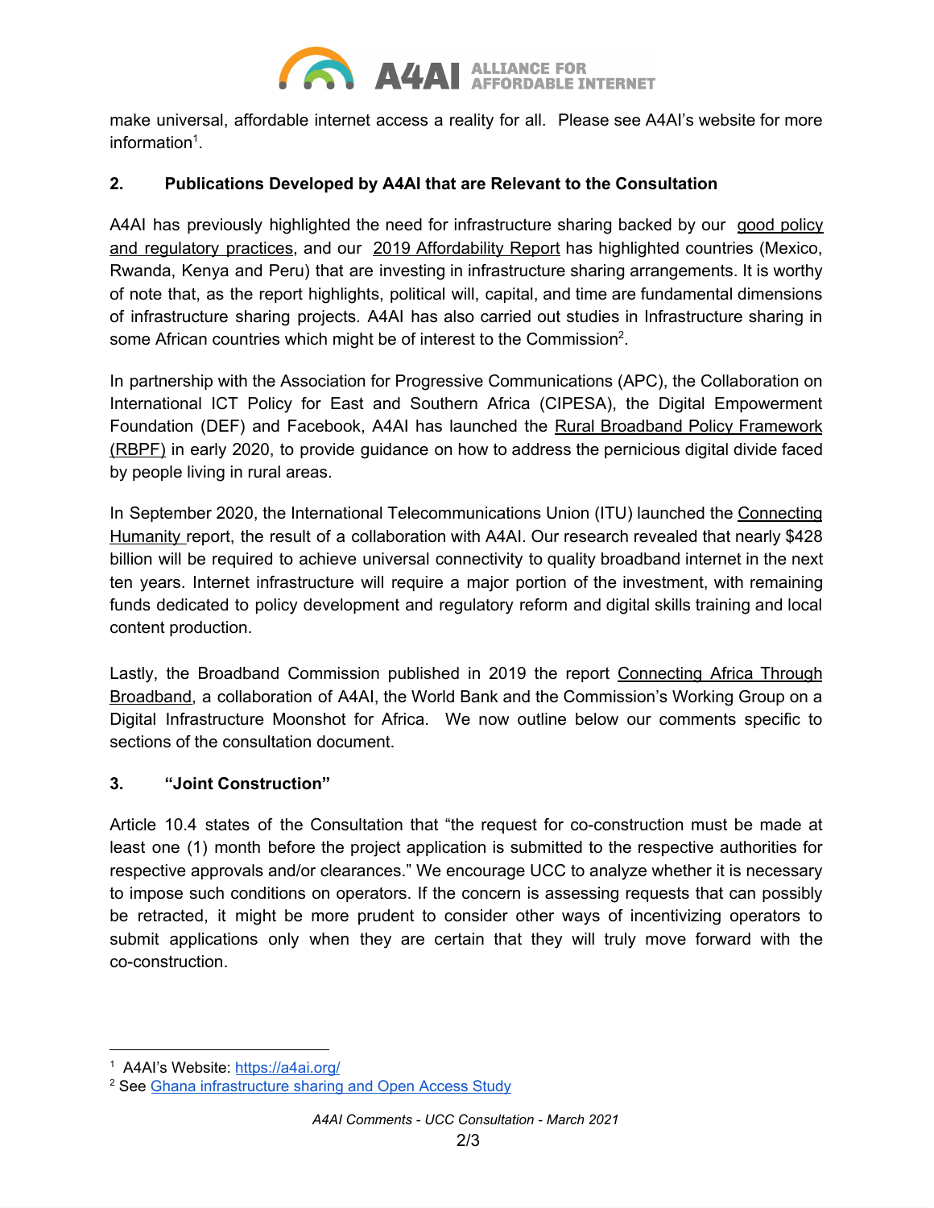make universal, affordable internet access a reality for all. Please see A4AI's website for more information[1].

## 2. Publications Developed by A4AI that are Relevant to the Consultation

A4AI has previously highlighted the need for infrastructure sharing backed by our good policy and regulatory practices, and our 2019 Affordability Report has highlighted countries (Mexico, Rwanda, Kenya and Peru) that are investing in infrastructure sharing arrangements. It is worthy of note that, as the report highlights, political will, capital, and time are fundamental dimensions of infrastructure sharing projects. A4AI has also carried out studies in Infrastructure sharing in some African countries which might be of interest to the Commission[2].

In partnership with the Association for Progressive Communications (APC), the Collaboration on International ICT Policy for East and Southern Africa (CIPESA), the Digital Empowerment Foundation (DEF) and Facebook, A4AI has launched the Rural Broadband Policy Framework (RBPF) in early 2020, to provide guidance on how to address the pernicious digital divide faced by people living in rural areas.

In September 2020, the International Telecommunications Union (ITU) launched the Connecting Humanity report, the result of a collaboration with A4AI. Our research revealed that nearly $428 billion will be required to achieve universal connectivity to quality broadband internet in the next ten years. Internet infrastructure will require a major portion of the investment, with remaining funds dedicated to policy development and regulatory reform and digital skills training and local content production.

Lastly, the Broadband Commission published in 2019 the report Connecting Africa Through Broadband, a collaboration of A4AI, the World Bank and the Commission's Working Group on a Digital Infrastructure Moonshot for Africa. We now outline below our comments specific to sections of the consultation document.

## 3. "Joint Construction"

Article 10.4 states of the Consultation that "the request for co-construction must be made at least one (1) month before the project application is submitted to the respective authorities for respective approvals and/or clearances." We encourage UCC to analyze whether it is necessary to impose such conditions on operators. If the concern is assessing requests that can possibly be retracted, it might be more prudent to consider other ways of incentivizing operators to submit applications only when they are certain that they will truly move forward with the co-construction.

---

[1] A4AI's Website: https://a4ai.org/

[2] See Ghana infrastructure sharing and Open Access Study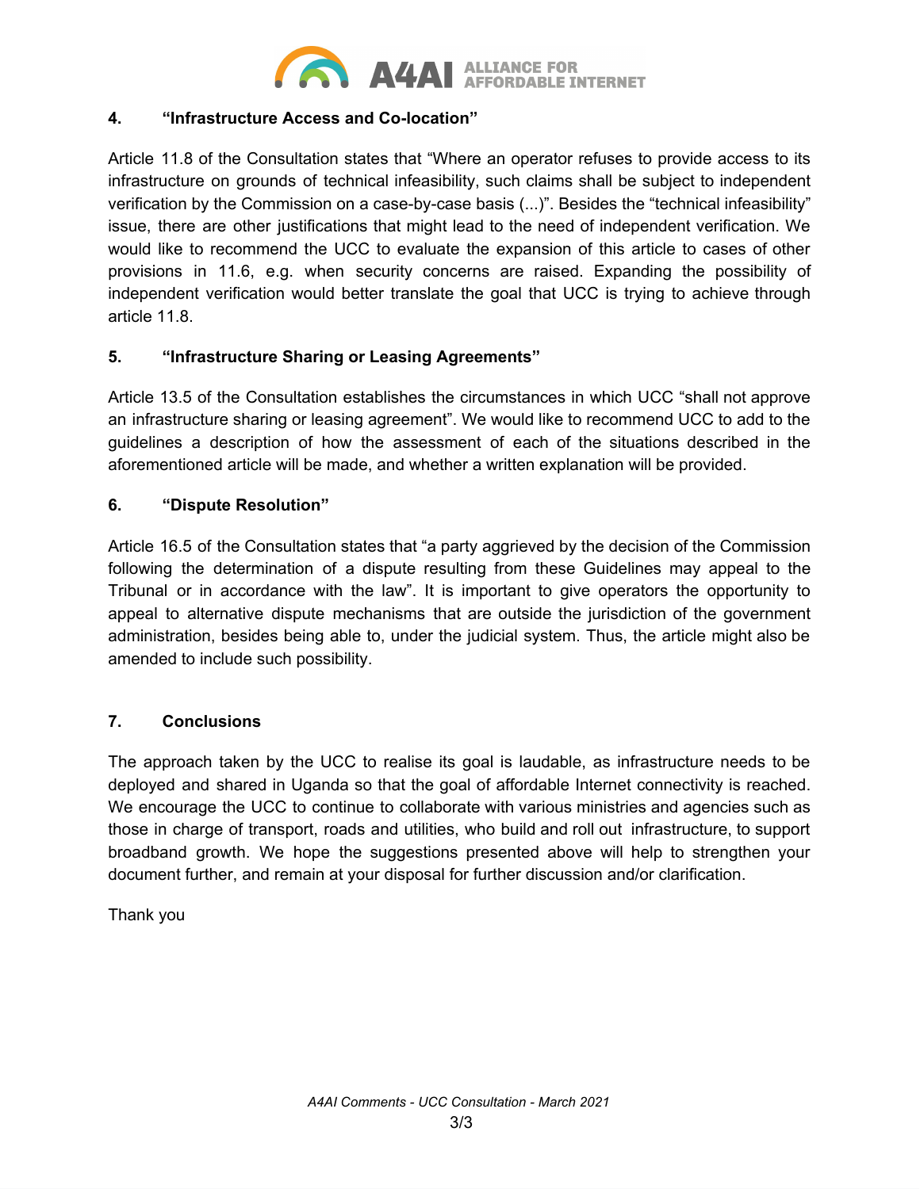## 4. "Infrastructure Access and Co-location"

Article 11.8 of the Consultation states that "Where an operator refuses to provide access to its infrastructure on grounds of technical infeasibility, such claims shall be subject to independent verification by the Commission on a case-by-case basis (...)". Besides the "technical infeasibility" issue, there are other justifications that might lead to the need of independent verification. We would like to recommend the UCC to evaluate the expansion of this article to cases of other provisions in 11.6, e.g. when security concerns are raised. Expanding the possibility of independent verification would better translate the goal that UCC is trying to achieve through article 11.8.

## 5. "Infrastructure Sharing or Leasing Agreements"

Article 13.5 of the Consultation establishes the circumstances in which UCC "shall not approve an infrastructure sharing or leasing agreement". We would like to recommend UCC to add to the guidelines a description of how the assessment of each of the situations described in the aforementioned article will be made, and whether a written explanation will be provided.

## 6. "Dispute Resolution"

Article 16.5 of the Consultation states that "a party aggrieved by the decision of the Commission following the determination of a dispute resulting from these Guidelines may appeal to the Tribunal or in accordance with the law". It is important to give operators the opportunity to appeal to alternative dispute mechanisms that are outside the jurisdiction of the government administration, besides being able to, under the judicial system. Thus, the article might also be amended to include such possibility.

## 7. Conclusions

The approach taken by the UCC to realise its goal is laudable, as infrastructure needs to be deployed and shared in Uganda so that the goal of affordable Internet connectivity is reached. We encourage the UCC to continue to collaborate with various ministries and agencies such as those in charge of transport, roads and utilities, who build and roll out infrastructure, to support broadband growth. We hope the suggestions presented above will help to strengthen your document further, and remain at your disposal for further discussion and/or clarification.

Thank you